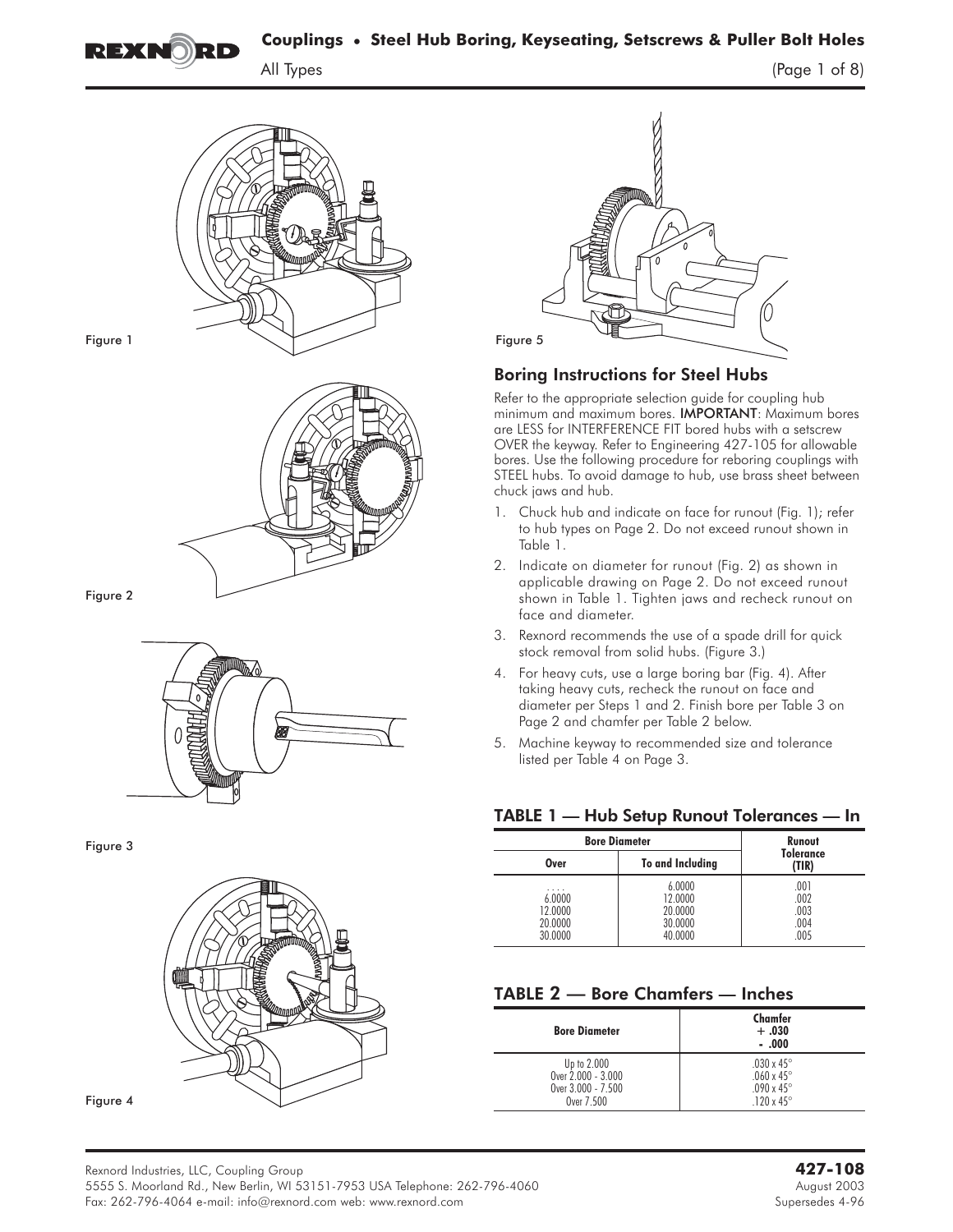# Couplings • Steel Hub Boring, Keyseating, Setscrews & Puller Bolt Holes

All Types

Figure 1

Figure 2

Figure 3

Figure 4

Figure 5

## Boring Instructions for Steel Hubs

Refer to the appropriate selection guide for coupling hub minimum and maximum bores. **IMPORTANT**: Maximum bores are LESS for INTERFERENCE FIT bored hubs with a setscrew OVER the keyway. Refer to Engineering 427-105 for allowable bores. Use the following procedure for reboring couplings with STEEL hubs. To avoid damage to hub, use brass sheet between chuck jaws and hub.

1. Chuck hub and indicate on face for runout (Fig. 1); refer to hub types on Page 2. Do not exceed runout shown in Table 1.
2. Indicate on diameter for runout (Fig. 2) as shown in applicable drawing on Page 2. Do not exceed runout shown in Table 1. Tighten jaws and recheck runout on face and diameter.
3. Rexnord recommends the use of a spade drill for quick stock removal from solid hubs. (Figure 3.)
4. For heavy cuts, use a large boring bar (Fig. 4). After taking heavy cuts, recheck the runout on face and diameter per Steps 1 and 2. Finish bore per Table 3 on Page 2 and chamfer per Table 2 below.
5. Machine keyway to recommended size and tolerance listed per Table 4 on Page 3.

### TABLE 1 — Hub Setup Runout Tolerances — In

| Bore Diameter | | Runout Tolerance (TIR) |
|---|---|---|
| Over | To and Including | |
| . . . . | 6.0000 | .001 |
| 6.0000 | 12.0000 | .002 |
| 12.0000 | 20.0000 | .003 |
| 20.0000 | 30.0000 | .004 |
| 30.0000 | 40.0000 | .005 |

### TABLE 2 — Bore Chamfers — Inches

| Bore Diameter | Chamfer + .030 - .000 |
|---|---|
| Up to 2.000 | .030 x 45° |
| Over 2.000 - 3.000 | .060 x 45° |
| Over 3.000 - 7.500 | .090 x 45° |
| Over 7.500 | .120 x 45° |

Rexnord Industries, LLC, Coupling Group
5555 S. Moorland Rd., New Berlin, WI 53151-7953 USA Telephone: 262-796-4060
Fax: 262-796-4064 e-mail: info@rexnord.com web: www.rexnord.com

**427-108**
August 2003
Supersedes 4-96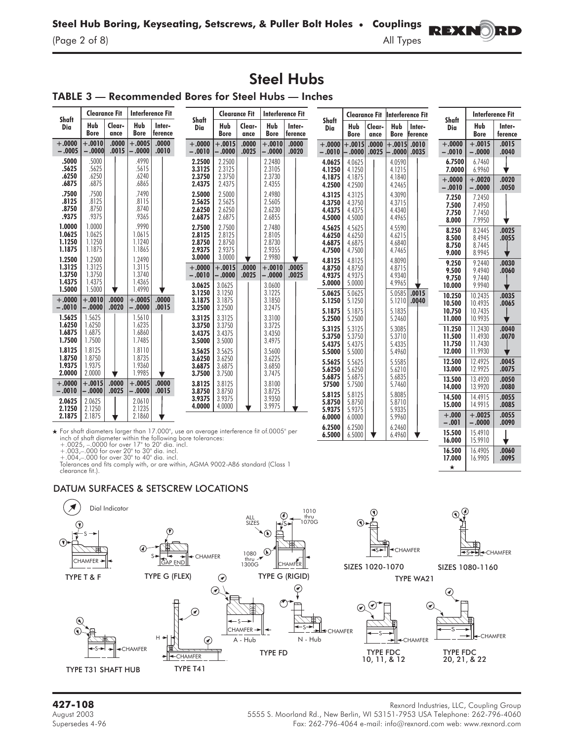# Steel Hubs

## TABLE 3 — Recommended Bores for Steel Hubs — Inches

| Shaft Dia | Clearance Fit: Hub Bore | Clearance Fit: Clearance | Interference Fit: Hub Bore | Interference Fit: Interference |
|---|---|---|---|---|
| +.0000 −.0005 | +.0010 −.0000 | .0000 .0015 | +.0005 −.0000 | .0000 .0010 |
| .5000 | .5000 | | .4990 | |
| .5625 | .5625 | | .5615 | |
| .6250 | .6250 | | .6240 | |
| .6875 | .6875 | | .6865 | |
| .7500 | .7500 | | .7490 | |
| .8125 | .8125 | | .8115 | |
| .8750 | .8750 | | .8740 | |
| .9375 | .9375 | | .9365 | |
| 1.0000 | 1.0000 | | .9990 | |
| 1.0625 | 1.0625 | | 1.0615 | |
| 1.1250 | 1.1250 | | 1.1240 | |
| 1.1875 | 1.1875 | | 1.1865 | |
| 1.2500 | 1.2500 | | 1.2490 | |
| 1.3125 | 1.3125 | | 1.3115 | |
| 1.3750 | 1.3750 | | 1.3740 | |
| 1.4375 | 1.4375 | | 1.4365 | |
| 1.5000 | 1.5000 | | 1.4990 | |
| +.0000 −.0010 | +.0010 −.0000 | .0000 .0020 | +.0005 −.0000 | .0000 .0015 |
| 1.5625 | 1.5625 | | 1.5610 | |
| 1.6250 | 1.6250 | | 1.6235 | |
| 1.6875 | 1.6875 | | 1.6860 | |
| 1.7500 | 1.7500 | | 1.7485 | |
| 1.8125 | 1.8125 | | 1.8110 | |
| 1.8750 | 1.8750 | | 1.8735 | |
| 1.9375 | 1.9375 | | 1.9360 | |
| 2.0000 | 2.0000 | | 1.9985 | |
| +.0000 −.0010 | +.0015 −.0000 | .0000 .0025 | +.0005 −.0000 | .0000 .0015 |
| 2.0625 | 2.0625 | | 2.0610 | |
| 2.1250 | 2.1250 | | 2.1235 | |
| 2.1875 | 2.1875 | | 2.1860 | |
| +.0000 −.0010 | +.0015 −.0000 | .0000 .0025 | +.0010 −.0000 | .0000 .0020 |
| 2.2500 | 2.2500 | | 2.2480 | |
| 2.3125 | 2.3125 | | 2.3105 | |
| 2.3750 | 2.3750 | | 2.3730 | |
| 2.4375 | 2.4375 | | 2.4355 | |
| 2.5000 | 2.5000 | | 2.4980 | |
| 2.5625 | 2.5625 | | 2.5605 | |
| 2.6250 | 2.6250 | | 2.6230 | |
| 2.6875 | 2.6875 | | 2.6855 | |
| 2.7500 | 2.7500 | | 2.7480 | |
| 2.8125 | 2.8125 | | 2.8105 | |
| 2.8750 | 2.8750 | | 2.8730 | |
| 2.9375 | 2.9375 | | 2.9355 | |
| 3.0000 | 3.0000 | | 2.9980 | |
| +.0000 −.0010 | +.0015 −.0000 | .0000 .0025 | +.0010 −.0000 | .0005 .0025 |
| 3.0625 | 3.0625 | | 3.0600 | |
| 3.1250 | 3.1250 | | 3.1225 | |
| 3.1875 | 3.1875 | | 3.1850 | |
| 3.2500 | 3.2500 | | 3.2475 | |
| 3.3125 | 3.3125 | | 3.3100 | |
| 3.3750 | 3.3750 | | 3.3725 | |
| 3.4375 | 3.4375 | | 3.4350 | |
| 3.5000 | 3.5000 | | 3.4975 | |
| 3.5625 | 3.5625 | | 3.5600 | |
| 3.6250 | 3.6250 | | 3.6225 | |
| 3.6875 | 3.6875 | | 3.6850 | |
| 3.7500 | 3.7500 | | 3.7475 | |
| 3.8125 | 3.8125 | | 3.8100 | |
| 3.8750 | 3.8750 | | 3.8725 | |
| 3.9375 | 3.9375 | | 3.9350 | |
| 4.0000 | 4.0000 | | 3.9975 | |
| +.0000 −.0010 | +.0015 −.0000 | .0000 .0025 | +.0015 −.0000 | .0010 .0035 |
| 4.0625 | 4.0625 | | 4.0590 | |
| 4.1250 | 4.1250 | | 4.1215 | |
| 4.1875 | 4.1875 | | 4.1840 | |
| 4.2500 | 4.2500 | | 4.2465 | |
| 4.3125 | 4.3125 | | 4.3090 | |
| 4.3750 | 4.3750 | | 4.3715 | |
| 4.4375 | 4.4375 | | 4.4340 | |
| 4.5000 | 4.5000 | | 4.4965 | |
| 4.5625 | 4.5625 | | 4.5590 | |
| 4.6250 | 4.6250 | | 4.6215 | |
| 4.6875 | 4.6875 | | 4.6840 | |
| 4.7500 | 4.7500 | | 4.7465 | |
| 4.8125 | 4.8125 | | 4.8090 | |
| 4.8750 | 4.8750 | | 4.8715 | |
| 4.9375 | 4.9375 | | 4.9340 | |
| 5.0000 | 5.0000 | | 4.9965 | |
| 5.0625 | 5.0625 | | 5.0585 | .0015 .0040 |
| 5.1250 | 5.1250 | | 5.1210 | |
| 5.1875 | 5.1875 | | 5.1835 | |
| 5.2500 | 5.2500 | | 5.2460 | |
| 5.3125 | 5.3125 | | 5.3085 | |
| 5.3750 | 5.3750 | | 5.3710 | |
| 5.4375 | 5.4375 | | 5.4335 | |
| 5.5000 | 5.5000 | | 5.4960 | |
| 5.5625 | 5.5625 | | 5.5585 | |
| 5.6250 | 5.6250 | | 5.6210 | |
| 5.6875 | 5.6875 | | 5.6835 | |
| 57500 | 5.7500 | | 5.7460 | |
| 5.8125 | 5.8125 | | 5.8085 | |
| 5.8750 | 5.8750 | | 5.8710 | |
| 5.9375 | 5.9375 | | 5.9335 | |
| 6.0000 | 6.0000 | | 5.9960 | |
| 6.2500 | 6.2500 | | 6.2460 | |
| 6.5000 | 6.5000 | | 6.4960 | |

| Shaft Dia | Interference Fit: Hub Bore | Interference Fit: Interference |
|---|---|---|
| +.0000 −.0010 | +.0015 −.0000 | .0015 .0040 |
| 6.7500 | 6.7460 | |
| 7.0000 | 6.9960 | |
| +.0000 −.0010 | +.0020 −.0000 | .0020 .0050 |
| 7.250 | 7.2450 | |
| 7.500 | 7.4950 | |
| 7.750 | 7.7450 | |
| 8.000 | 7.9950 | |
| 8.250 | 8.2445 | .0025 .0055 |
| 8.500 | 8.4945 | |
| 8.750 | 8.7445 | |
| 9.000 | 8.9945 | |
| 9.250 | 9.2440 | .0030 .0060 |
| 9.500 | 9.4940 | |
| 9.750 | 9.7440 | |
| 10.000 | 9.9940 | |
| 10.250 | 10.2435 | .0035 .0065 |
| 10.500 | 10.4935 | |
| 10.750 | 10.7435 | |
| 11.000 | 10.9935 | |
| 11.250 | 11.2430 | .0040 .0070 |
| 11.500 | 11.4930 | |
| 11.750 | 11.7430 | |
| 12.000 | 11.9930 | |
| 12.500 | 12.4925 | .0045 .0075 |
| 13.000 | 12.9925 | |
| 13.500 | 13.4920 | .0050 .0080 |
| 14.000 | 13.9920 | |
| 14.500 | 14.4915 | .0055 .0085 |
| 15.000 | 14.9915 | |
| +.000 −.001 | +.0025 −.0000 | .0055 .0090 |
| 15.500 | 15.4910 | |
| 16.000 | 15.9910 | |
| 16.500 | 16.4905 | .0060 .0095 |
| 17.000 | 16.9905 | |
| ★ | | |

★ For shaft diameters larger than 17.000", use an average interference fit of.0005" per inch of shaft diameter within the following bore tolerances:
+.0025, –.0000 for over 17" to 20" dia. incl.
+.003,–.000 for over 20" to 30" dia. incl.
+.004,–.000 for over 30" to 40" dia. incl.
Tolerances and fits comply with, or are within, AGMA 9002-A86 standard (Class 1 clearance fit.).

## DATUM SURFACES & SETSCREW LOCATIONS

Dial Indicator

TYPE T & F — TYPE G (FLEX) — TYPE G (RIGID) (ALL SIZES; 1010 thru 1070G; 1080 thru 1300G) — TYPE WA21 (SIZES 1020-1070; SIZES 1080-1160) — TYPE T31 SHAFT HUB — TYPE T41 — TYPE FD (A - Hub; N - Hub) — TYPE FDC 10, 11, & 12 — TYPE FDC 20, 21, & 22

427-108
August 2003
Supersedes 4-96

Rexnord Industries, LLC, Coupling Group
5555 S. Moorland Rd., New Berlin, WI 53151-7953 USA Telephone: 262-796-4060
Fax: 262-796-4064 e-mail: info@rexnord.com web: www.rexnord.com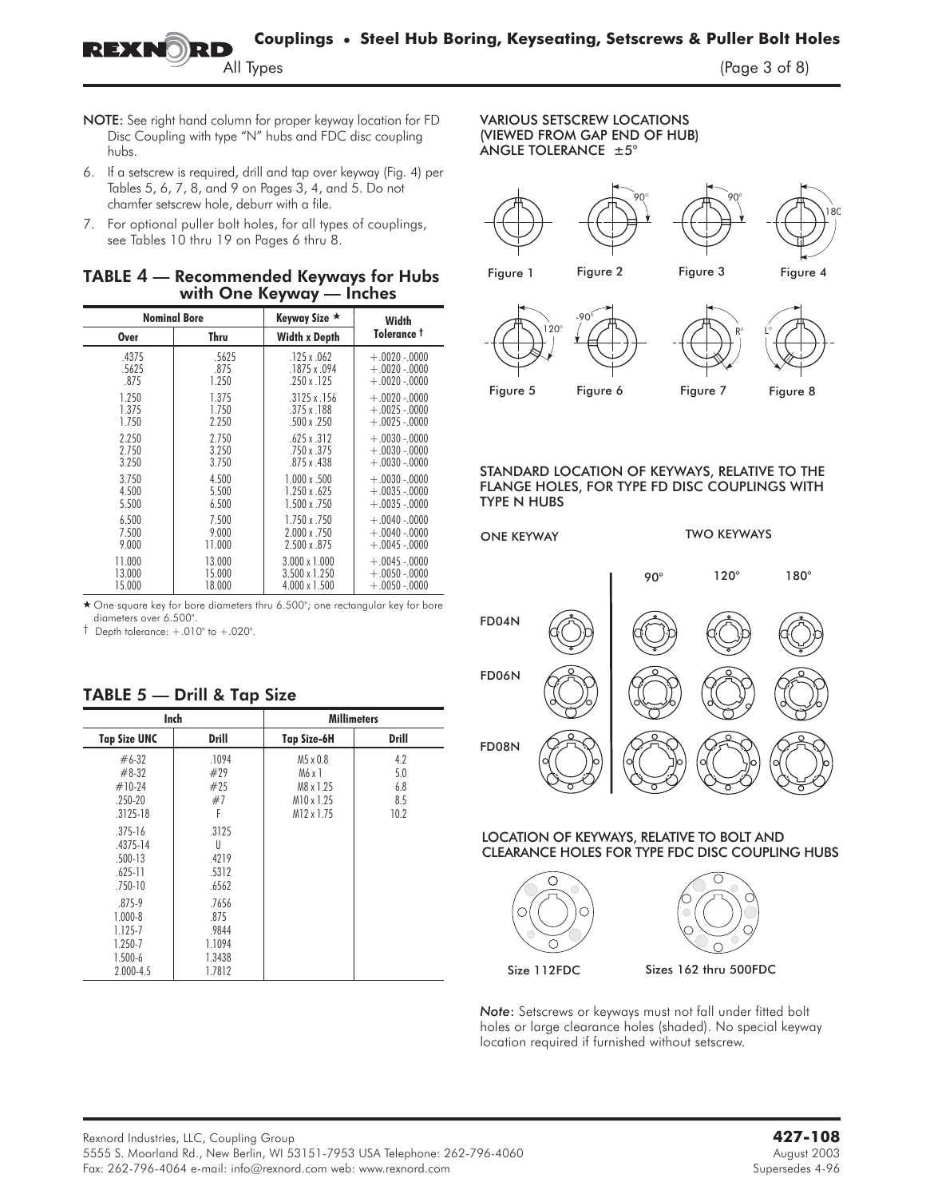NOTE: See right hand column for proper keyway location for FD Disc Coupling with type "N" hubs and FDC disc coupling hubs.

6. If a setscrew is required, drill and tap over keyway (Fig. 4) per Tables 5, 6, 7, 8, and 9 on Pages 3, 4, and 5. Do not chamfer setscrew hole, deburr with a file.
7. For optional puller bolt holes, for all types of couplings, see Tables 10 thru 19 on Pages 6 thru 8.

## TABLE 4 — Recommended Keyways for Hubs with One Keyway — Inches

| Nominal Bore | | Keyway Size ★ | Width |
|---|---|---|---|
| Over | Thru | Width x Depth | Tolerance † |
| .4375 | .5625 | .125 x .062 | +.0020 -.0000 |
| .5625 | .875 | .1875 x .094 | +.0020 -.0000 |
| .875 | 1.250 | .250 x .125 | +.0020 -.0000 |
| 1.250 | 1.375 | .3125 x .156 | +.0020 -.0000 |
| 1.375 | 1.750 | .375 x .188 | +.0025 -.0000 |
| 1.750 | 2.250 | .500 x .250 | +.0025 -.0000 |
| 2.250 | 2.750 | .625 x .312 | +.0030 -.0000 |
| 2.750 | 3.250 | .750 x .375 | +.0030 -.0000 |
| 3.250 | 3.750 | .875 x .438 | +.0030 -.0000 |
| 3.750 | 4.500 | 1.000 x .500 | +.0030 -.0000 |
| 4.500 | 5.500 | 1.250 x .625 | +.0035 -.0000 |
| 5.500 | 6.500 | 1.500 x .750 | +.0035 -.0000 |
| 6.500 | 7.500 | 1.750 x .750 | +.0040 -.0000 |
| 7.500 | 9.000 | 2.000 x .750 | +.0040 -.0000 |
| 9.000 | 11.000 | 2.500 x .875 | +.0045 -.0000 |
| 11.000 | 13.000 | 3.000 x 1.000 | +.0045 -.0000 |
| 13.000 | 15.000 | 3.500 x 1.250 | +.0050 -.0000 |
| 15.000 | 18.000 | 4.000 x 1.500 | +.0050 -.0000 |

★ One square key for bore diameters thru 6.500"; one rectangular key for bore diameters over 6.500".

† Depth tolerance: +.010" to +.020".

## TABLE 5 — Drill & Tap Size

| Inch | | Millimeters | |
|---|---|---|---|
| Tap Size UNC | Drill | Tap Size-6H | Drill |
| #6-32 | .1094 | M5 x 0.8 | 4.2 |
| #8-32 | #29 | M6 x 1 | 5.0 |
| #10-24 | #25 | M8 x 1.25 | 6.8 |
| .250-20 | #7 | M10 x 1.25 | 8.5 |
| .3125-18 | F | M12 x 1.75 | 10.2 |
| .375-16 | .3125 | | |
| .4375-14 | U | | |
| .500-13 | .4219 | | |
| .625-11 | .5312 | | |
| .750-10 | .6562 | | |
| .875-9 | .7656 | | |
| 1.000-8 | .875 | | |
| 1.125-7 | .9844 | | |
| 1.250-7 | 1.1094 | | |
| 1.500-6 | 1.3438 | | |
| 2.000-4.5 | 1.7812 | | |

VARIOUS SETSCREW LOCATIONS (VIEWED FROM GAP END OF HUB) ANGLE TOLERANCE ±5°

Figure 1 Figure 2 Figure 3 Figure 4

Figure 5 Figure 6 Figure 7 Figure 8

STANDARD LOCATION OF KEYWAYS, RELATIVE TO THE FLANGE HOLES, FOR TYPE FD DISC COUPLINGS WITH TYPE N HUBS

ONE KEYWAY — TWO KEYWAYS: 90° 120° 180°

FD04N

FD06N

FD08N

LOCATION OF KEYWAYS, RELATIVE TO BOLT AND CLEARANCE HOLES FOR TYPE FDC DISC COUPLING HUBS

Size 112FDC — Sizes 162 thru 500FDC

*Note*: Setscrews or keyways must not fall under fitted bolt holes or large clearance holes (shaded). No special keyway location required if furnished without setscrew.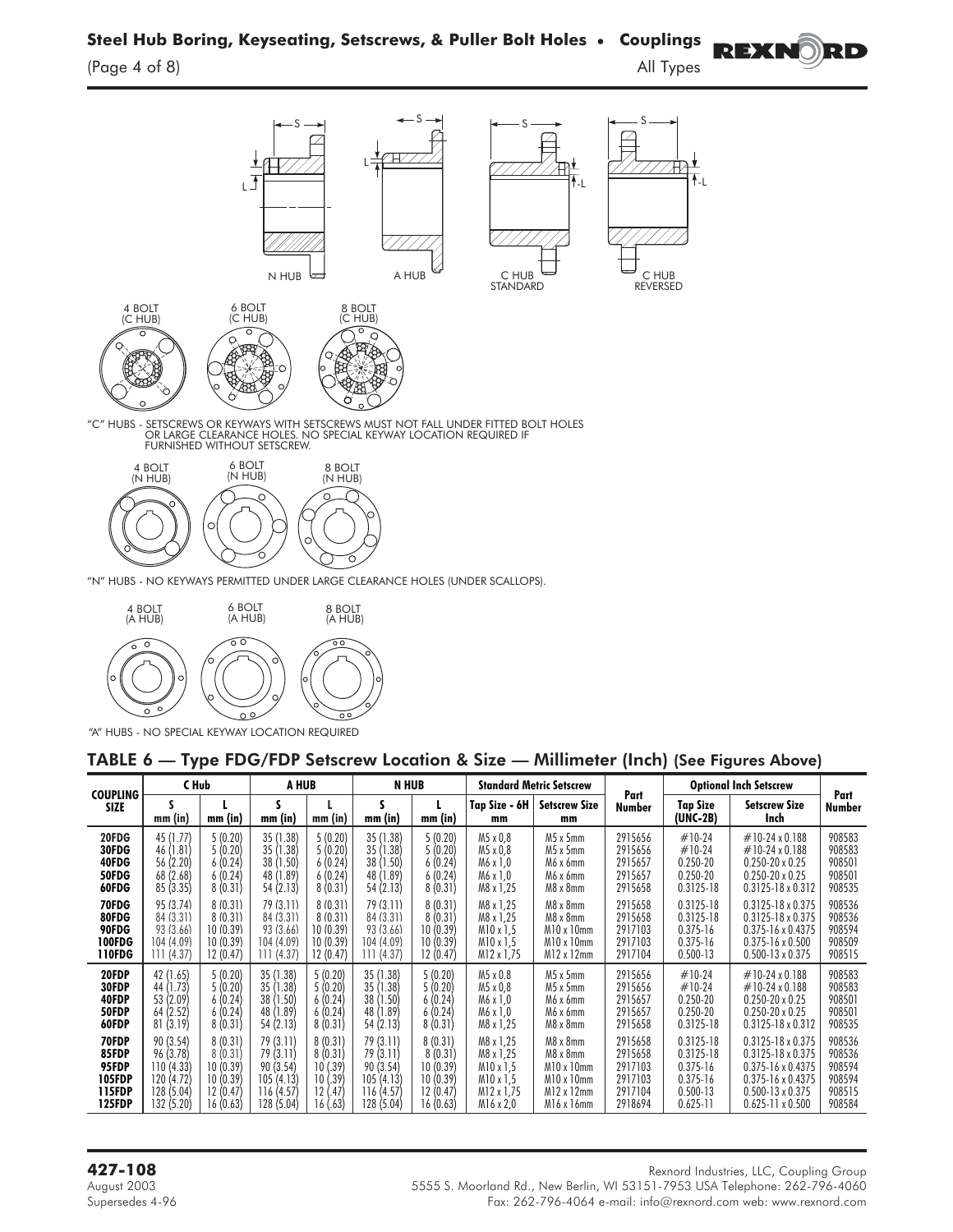N HUB — A HUB — C HUB STANDARD — C HUB REVERSED

4 BOLT (C HUB) — 6 BOLT (C HUB) — 8 BOLT (C HUB)

"C" HUBS - SETSCREWS OR KEYWAYS WITH SETSCREWS MUST NOT FALL UNDER FITTED BOLT HOLES OR LARGE CLEARANCE HOLES. NO SPECIAL KEYWAY LOCATION REQUIRED IF FURNISHED WITHOUT SETSCREW.

4 BOLT (N HUB) — 6 BOLT (N HUB) — 8 BOLT (N HUB)

"N" HUBS - NO KEYWAYS PERMITTED UNDER LARGE CLEARANCE HOLES (UNDER SCALLOPS).

4 BOLT (A HUB) — 6 BOLT (A HUB) — 8 BOLT (A HUB)

"A" HUBS - NO SPECIAL KEYWAY LOCATION REQUIRED

## TABLE 6 — Type FDG/FDP Setscrew Location & Size — Millimeter (Inch) (See Figures Above)

| COUPLING SIZE | C Hub | | A HUB | | N HUB | | Standard Metric Setscrew | | Part Number | Optional Inch Setscrew | | Part Number |
|---|---|---|---|---|---|---|---|---|---|---|---|---|
| | S mm (in) | L mm (in) | S mm (in) | L mm (in) | S mm (in) | L mm (in) | Tap Size - 6H mm | Setscrew Size mm | | Tap Size (UNC-2B) | Setscrew Size Inch | |
| 20FDG | 45 (1.77) | 5 (0.20) | 35 (1.38) | 5 (0.20) | 35 (1.38) | 5 (0.20) | M5 x 0,8 | M5 x 5mm | 2915656 | #10-24 | #10-24 x 0.188 | 908583 |
| 30FDG | 46 (1.81) | 5 (0.20) | 35 (1.38) | 5 (0.20) | 35 (1.38) | 5 (0.20) | M5 x 0,8 | M5 x 5mm | 2915656 | #10-24 | #10-24 x 0.188 | 908583 |
| 40FDG | 56 (2.20) | 6 (0.24) | 38 (1.50) | 6 (0.24) | 38 (1.50) | 6 (0.24) | M6 x 1,0 | M6 x 6mm | 2915657 | 0.250-20 | 0.250-20 x 0.25 | 908501 |
| 50FDG | 68 (2.68) | 6 (0.24) | 48 (1.89) | 6 (0.24) | 48 (1.89) | 6 (0.24) | M6 x 1,0 | M6 x 6mm | 2915657 | 0.250-20 | 0.250-20 x 0.25 | 908501 |
| 60FDG | 85 (3.35) | 8 (0.31) | 54 (2.13) | 8 (0.31) | 54 (2.13) | 8 (0.31) | M8 x 1,25 | M8 x 8mm | 2915658 | 0.3125-18 | 0.3125-18 x 0.312 | 908535 |
| 70FDG | 95 (3.74) | 8 (0.31) | 79 (3.11) | 8 (0.31) | 79 (3.11) | 8 (0.31) | M8 x 1,25 | M8 x 8mm | 2915658 | 0.3125-18 | 0.3125-18 x 0.375 | 908536 |
| 80FDG | 84 (3.31) | 8 (0.31) | 84 (3.31) | 8 (0.31) | 84 (3.31) | 8 (0.31) | M8 x 1,25 | M8 x 8mm | 2915658 | 0.3125-18 | 0.3125-18 x 0.375 | 908536 |
| 90FDG | 93 (3.66) | 10 (0.39) | 93 (3.66) | 10 (0.39) | 93 (3.66) | 10 (0.39) | M10 x 1,5 | M10 x 10mm | 2917103 | 0.375-16 | 0.375-16 x 0.4375 | 908594 |
| 100FDG | 104 (4.09) | 10 (0.39) | 104 (4.09) | 10 (0.39) | 104 (4.09) | 10 (0.39) | M10 x 1,5 | M10 x 10mm | 2917103 | 0.375-16 | 0.375-16 x 0.500 | 908509 |
| 110FDG | 111 (4.37) | 12 (0.47) | 111 (4.37) | 12 (0.47) | 111 (4.37) | 12 (0.47) | M12 x 1,75 | M12 x 12mm | 2917104 | 0.500-13 | 0.500-13 x 0.375 | 908515 |
| 20FDP | 42 (1.65) | 5 (0.20) | 35 (1.38) | 5 (0.20) | 35 (1.38) | 5 (0.20) | M5 x 0.8 | M5 x 5mm | 2915656 | #10-24 | #10-24 x 0.188 | 908583 |
| 30FDP | 44 (1.73) | 5 (0.20) | 35 (1.38) | 5 (0.20) | 35 (1.38) | 5 (0.20) | M5 x 0,8 | M5 x 5mm | 2915656 | #10-24 | #10-24 x 0.188 | 908583 |
| 40FDP | 53 (2.09) | 6 (0.24) | 38 (1.50) | 6 (0.24) | 38 (1.50) | 6 (0.24) | M6 x 1,0 | M6 x 6mm | 2915657 | 0.250-20 | 0.250-20 x 0.25 | 908501 |
| 50FDP | 64 (2.52) | 6 (0.24) | 48 (1.89) | 6 (0.24) | 48 (1.89) | 6 (0.24) | M6 x 1,0 | M6 x 6mm | 2915657 | 0.250-20 | 0.250-20 x 0.25 | 908501 |
| 60FDP | 81 (3.19) | 8 (0.31) | 54 (2.13) | 8 (0.31) | 54 (2.13) | 8 (0.31) | M8 x 1,25 | M8 x 8mm | 2915658 | 0.3125-18 | 0.3125-18 x 0.312 | 908535 |
| 70FDP | 90 (3.54) | 8 (0.31) | 79 (3.11) | 8 (0.31) | 79 (3.11) | 8 (0.31) | M8 x 1,25 | M8 x 8mm | 2915658 | 0.3125-18 | 0.3125-18 x 0.375 | 908536 |
| 85FDP | 96 (3.78) | 8 (0.31) | 79 (3.11) | 8 (0.31) | 79 (3.11) | 8 (0.31) | M8 x 1,25 | M8 x 8mm | 2915658 | 0.3125-18 | 0.3125-18 x 0.375 | 908536 |
| 95FDP | 110 (4.33) | 10 (0.39) | 90 (3.54) | 10 (.39) | 90 (3.54) | 10 (0.39) | M10 x 1,5 | M10 x 10mm | 2917103 | 0.375-16 | 0.375-16 x 0.4375 | 908594 |
| 105FDP | 120 (4.72) | 10 (0.39) | 105 (4.13) | 10 (.39) | 105 (4.13) | 10 (0.39) | M10 x 1,5 | M10 x 10mm | 2917103 | 0.375-16 | 0.375-16 x 0.4375 | 908594 |
| 115FDP | 128 (5.04) | 12 (0.47) | 116 (4.57) | 12 (.47) | 116 (4.57) | 12 (0.47) | M12 x 1,75 | M12 x 12mm | 2917104 | 0.500-13 | 0.500-13 x 0.375 | 908515 |
| 125FDP | 132 (5.20) | 16 (0.63) | 128 (5.04) | 16 (.63) | 128 (5.04) | 16 (0.63) | M16 x 2,0 | M16 x 16mm | 2918694 | 0.625-11 | 0.625-11 x 0.500 | 908584 |

**427-108**
August 2003
Supersedes 4-96

Rexnord Industries, LLC, Coupling Group
5555 S. Moorland Rd., New Berlin, WI 53151-7953 USA Telephone: 262-796-4060
Fax: 262-796-4064 e-mail: info@rexnord.com web: www.rexnord.com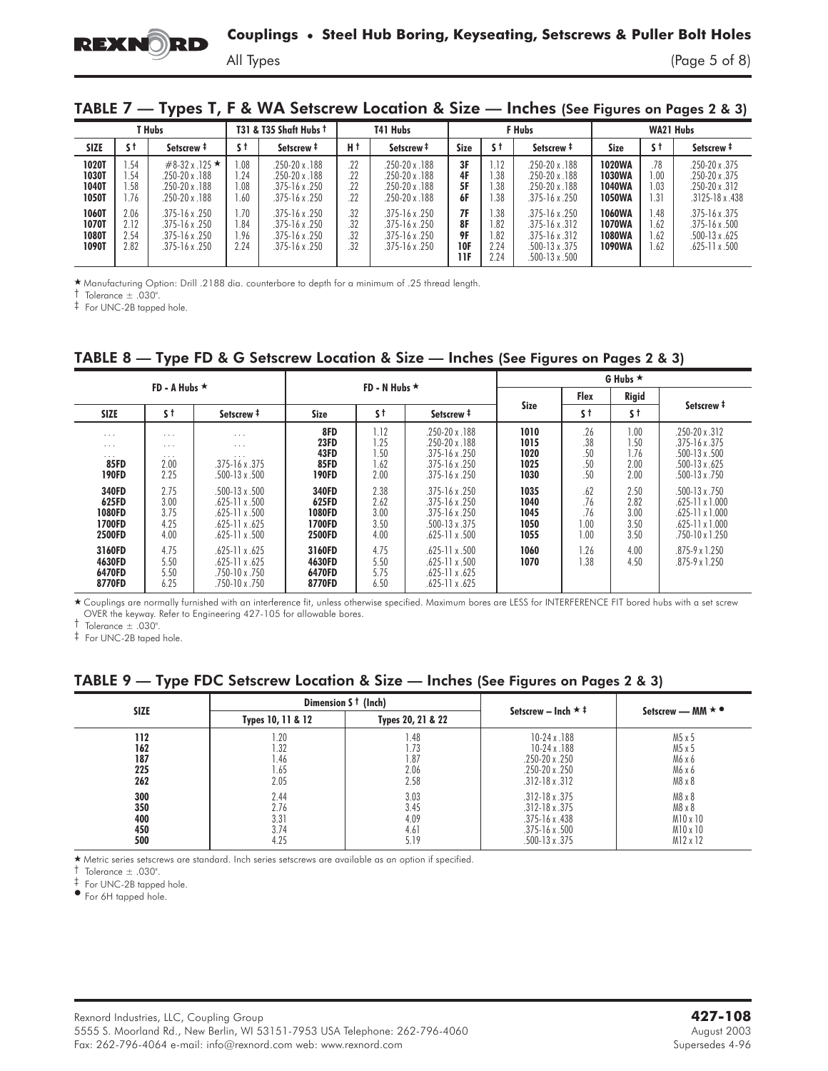## TABLE 7 — Types T, F & WA Setscrew Location & Size — Inches (See Figures on Pages 2 & 3)

| T Hubs | | | T31 & T35 Shaft Hubs † | | T41 Hubs | | F Hubs | | | WA21 Hubs | | |
|---|---|---|---|---|---|---|---|---|---|---|---|---|
| SIZE | S † | Setscrew ‡ | S † | Setscrew ‡ | H † | Setscrew ‡ | Size | S † | Setscrew ‡ | Size | S † | Setscrew ‡ |
| 1020T | 1.54 | #8-32 x .125 ★ | 1.08 | .250-20 x .188 | .22 | .250-20 x .188 | 3F | 1.12 | .250-20 x .188 | 1020WA | .78 | .250-20 x .375 |
| 1030T | 1.54 | .250-20 x .188 | 1.24 | .250-20 x .188 | .22 | .250-20 x .188 | 4F | 1.38 | .250-20 x .188 | 1030WA | 1.00 | .250-20 x .375 |
| 1040T | 1.58 | .250-20 x .188 | 1.08 | .375-16 x .250 | .22 | .250-20 x .188 | 5F | 1.38 | .250-20 x .188 | 1040WA | 1.03 | .250-20 x .312 |
| 1050T | 1.76 | .250-20 x .188 | 1.60 | .375-16 x .250 | .22 | .250-20 x .188 | 6F | 1.38 | .375-16 x .250 | 1050WA | 1.31 | .3125-18 x .438 |
| 1060T | 2.06 | .375-16 x .250 | 1.70 | .375-16 x .250 | .32 | .375-16 x .250 | 7F | 1.38 | .375-16 x .250 | 1060WA | 1.48 | .375-16 x .375 |
| 1070T | 2.12 | .375-16 x .250 | 1.84 | .375-16 x .250 | .32 | .375-16 x .250 | 8F | 1.82 | .375-16 x .312 | 1070WA | 1.62 | .375-16 x .500 |
| 1080T | 2.54 | .375-16 x .250 | 1.96 | .375-16 x .250 | .32 | .375-16 x .250 | 9F | 1.82 | .375-16 x .312 | 1080WA | 1.62 | .500-13 x .625 |
| 1090T | 2.82 | .375-16 x .250 | 2.24 | .375-16 x .250 | .32 | .375-16 x .250 | 10F | 2.24 | .500-13 x .375 | 1090WA | 1.62 | .625-11 x .500 |
| | | | | | | | 11F | 2.24 | .500-13 x .500 | | | |

★ Manufacturing Option: Drill .2188 dia. counterbore to depth for a minimum of .25 thread length.
† Tolerance ± .030".
‡ For UNC-2B tapped hole.

## TABLE 8 — Type FD & G Setscrew Location & Size — Inches (See Figures on Pages 2 & 3)

| FD - A Hubs ★ | | | FD - N Hubs ★ | | | G Hubs ★ | | | |
|---|---|---|---|---|---|---|---|---|---|
| | | | | | | Size | Flex | Rigid | Setscrew ‡ |
| SIZE | S † | Setscrew ‡ | Size | S † | Setscrew ‡ | | S † | S † | |
| ... | ... | ... | 8FD | 1.12 | .250-20 x .188 | 1010 | .26 | 1.00 | .250-20 x .312 |
| ... | ... | ... | 23FD | 1.25 | .250-20 x .188 | 1015 | .38 | 1.50 | .375-16 x .375 |
| ... | ... | ... | 43FD | 1.50 | .375-16 x .250 | 1020 | .50 | 1.76 | .500-13 x .500 |
| 85FD | 2.00 | .375-16 x .375 | 85FD | 1.62 | .375-16 x .250 | 1025 | .50 | 2.00 | .500-13 x .625 |
| 190FD | 2.25 | .500-13 x .500 | 190FD | 2.00 | .375-16 x .250 | 1030 | .50 | 2.00 | .500-13 x .750 |
| 340FD | 2.75 | .500-13 x .500 | 340FD | 2.38 | .375-16 x .250 | 1035 | .62 | 2.50 | .500-13 x .750 |
| 625FD | 3.00 | .625-11 x .500 | 625FD | 2.62 | .375-16 x .250 | 1040 | .76 | 2.82 | .625-11 x 1.000 |
| 1080FD | 3.75 | .625-11 x .500 | 1080FD | 3.00 | .375-16 x .250 | 1045 | .76 | 3.00 | .625-11 x 1.000 |
| 1700FD | 4.25 | .625-11 x .625 | 1700FD | 3.50 | .500-13 x .375 | 1050 | 1.00 | 3.50 | .625-11 x 1.000 |
| 2500FD | 4.00 | .625-11 x .500 | 2500FD | 4.00 | .625-11 x .500 | 1055 | 1.00 | 3.50 | .750-10 x 1.250 |
| 3160FD | 4.75 | .625-11 x .625 | 3160FD | 4.75 | .625-11 x .500 | 1060 | 1.26 | 4.00 | .875-9 x 1.250 |
| 4630FD | 5.50 | .625-11 x .625 | 4630FD | 5.50 | .625-11 x .500 | 1070 | 1.38 | 4.50 | .875-9 x 1.250 |
| 6470FD | 5.50 | .750-10 x .750 | 6470FD | 5.75 | .625-11 x .625 | | | | |
| 8770FD | 6.25 | .750-10 x .750 | 8770FD | 6.50 | .625-11 x .625 | | | | |

★ Couplings are normally furnished with an interference fit, unless otherwise specified. Maximum bores are LESS for INTERFERENCE FIT bored hubs with a set screw OVER the keyway. Refer to Engineering 427-105 for allowable bores.
† Tolerance ± .030".
‡ For UNC-2B taped hole.

## TABLE 9 — Type FDC Setscrew Location & Size — Inches (See Figures on Pages 2 & 3)

| SIZE | Dimension S † (Inch) | | Setscrew – Inch ★ ‡ | Setscrew — MM ★ ● |
|---|---|---|---|---|
| | Types 10, 11 & 12 | Types 20, 21 & 22 | | |
| 112 | 1.20 | 1.48 | 10-24 x .188 | M5 x 5 |
| 162 | 1.32 | 1.73 | 10-24 x .188 | M5 x 5 |
| 187 | 1.46 | 1.87 | .250-20 x .250 | M6 x 6 |
| 225 | 1.65 | 2.06 | .250-20 x .250 | M6 x 6 |
| 262 | 2.05 | 2.58 | .312-18 x .312 | M8 x 8 |
| 300 | 2.44 | 3.03 | .312-18 x .375 | M8 x 8 |
| 350 | 2.76 | 3.45 | .312-18 x .375 | M8 x 8 |
| 400 | 3.31 | 4.09 | .375-16 x .438 | M10 x 10 |
| 450 | 3.74 | 4.61 | .375-16 x .500 | M10 x 10 |
| 500 | 4.25 | 5.19 | .500-13 x .375 | M12 x 12 |

★ Metric series setscrews are standard. Inch series setscrews are available as an option if specified.
† Tolerance ± .030".
‡ For UNC-2B tapped hole.
● For 6H tapped hole.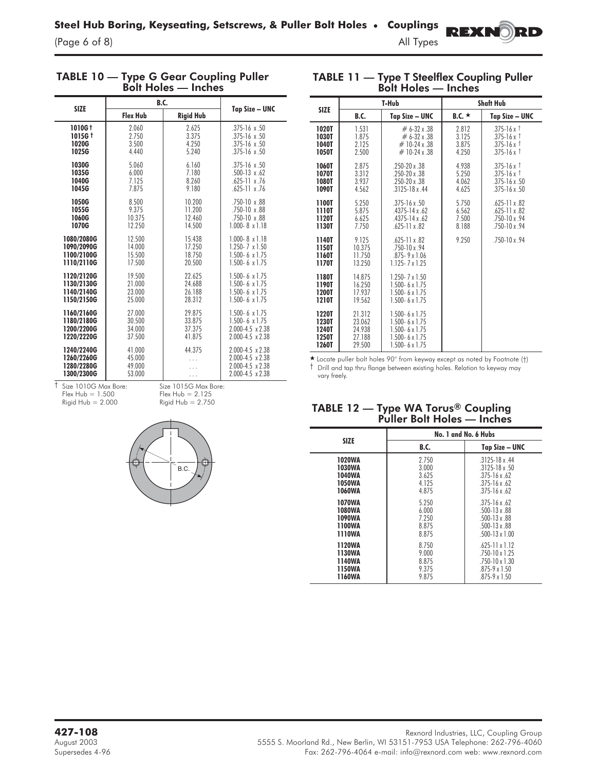## TABLE 10 — Type G Gear Coupling Puller Bolt Holes — Inches

| SIZE | B.C. | | Tap Size – UNC |
|---|---|---|---|
| | Flex Hub | Rigid Hub | |
| 1010G † | 2.060 | 2.625 | .375-16 x .50 |
| 1015G † | 2.750 | 3.375 | .375-16 x .50 |
| 1020G | 3.500 | 4.250 | .375-16 x .50 |
| 1025G | 4.440 | 5.240 | .375-16 x .50 |
| 1030G | 5.060 | 6.160 | .375-16 x .50 |
| 1035G | 6.000 | 7.180 | .500-13 x .62 |
| 1040G | 7.125 | 8.260 | .625-11 x .76 |
| 1045G | 7.875 | 9.180 | .625-11 x .76 |
| 1050G | 8.500 | 10.200 | .750-10 x .88 |
| 1055G | 9.375 | 11.200 | .750-10 x .88 |
| 1060G | 10.375 | 12.460 | .750-10 x .88 |
| 1070G | 12.250 | 14.500 | 1.000- 8 x 1.18 |
| 1080/2080G | 12.500 | 15.438 | 1.000- 8 x 1.18 |
| 1090/2090G | 14.000 | 17.250 | 1.250- 7 x 1.50 |
| 1100/2100G | 15.500 | 18.750 | 1.500- 6 x 1.75 |
| 1110/2110G | 17.500 | 20.500 | 1.500- 6 x 1.75 |
| 1120/2120G | 19.500 | 22.625 | 1.500- 6 x 1.75 |
| 1130/2130G | 21.000 | 24.688 | 1.500- 6 x 1.75 |
| 1140/2140G | 23.000 | 26.188 | 1.500- 6 x 1.75 |
| 1150/2150G | 25.000 | 28.312 | 1.500- 6 x 1.75 |
| 1160/2160G | 27.000 | 29.875 | 1.500- 6 x 1.75 |
| 1180/2180G | 30.500 | 33.875 | 1.500- 6 x 1.75 |
| 1200/2200G | 34.000 | 37.375 | 2.000-4.5 x 2.38 |
| 1220/2220G | 37.500 | 41.875 | 2.000-4.5 x 2.38 |
| 1240/2240G | 41.000 | 44.375 | 2.000-4.5 x 2.38 |
| 1260/2260G | 45.000 | . . . | 2.000-4.5 x 2.38 |
| 1280/2280G | 49.000 | . . . | 2.000-4.5 x 2.38 |
| 1300/2300G | 53.000 | . . . | 2.000-4.5 x 2.38 |

† Size 1010G Max Bore: Flex Hub = 1.500, Rigid Hub = 2.000. Size 1015G Max Bore: Flex Hub = 2.125, Rigid Hub = 2.750

B.C.

## TABLE 11 — Type T Steelflex Coupling Puller Bolt Holes — Inches

| SIZE | T-Hub | | Shaft Hub | |
|---|---|---|---|---|
| | B.C. | Tap Size – UNC | B.C. ★ | Tap Size – UNC |
| 1020T | 1.531 | # 6-32 x .38 | 2.812 | .375-16 x † |
| 1030T | 1.875 | # 6-32 x .38 | 3.125 | .375-16 x † |
| 1040T | 2.125 | # 10-24 x .38 | 3.875 | .375-16 x † |
| 1050T | 2.500 | # 10-24 x .38 | 4.250 | .375-16 x † |
| 1060T | 2.875 | .250-20 x .38 | 4.938 | .375-16 x † |
| 1070T | 3.312 | .250-20 x .38 | 5.250 | .375-16 x † |
| 1080T | 3.937 | .250-20 x .38 | 4.062 | .375-16 x .50 |
| 1090T | 4.562 | .3125-18 x .44 | 4.625 | .375-16 x .50 |
| 1100T | 5.250 | .375-16 x .50 | 5.750 | .625-11 x .82 |
| 1110T | 5.875 | .4375-14 x .62 | 6.562 | .625-11 x .82 |
| 1120T | 6.625 | .4375-14 x .62 | 7.500 | .750-10 x .94 |
| 1130T | 7.750 | .625-11 x .82 | 8.188 | .750-10 x .94 |
| 1140T | 9.125 | .625-11 x .82 | 9.250 | .750-10 x .94 |
| 1150T | 10.375 | .750-10 x .94 | | |
| 1160T | 11.750 | .875- 9 x 1.06 | | |
| 1170T | 13.250 | 1.125- 7 x 1.25 | | |
| 1180T | 14.875 | 1.250- 7 x 1.50 | | |
| 1190T | 16.250 | 1.500- 6 x 1.75 | | |
| 1200T | 17.937 | 1.500- 6 x 1.75 | | |
| 1210T | 19.562 | 1.500- 6 x 1.75 | | |
| 1220T | 21.312 | 1.500- 6 x 1.75 | | |
| 1230T | 23.062 | 1.500- 6 x 1.75 | | |
| 1240T | 24.938 | 1.500- 6 x 1.75 | | |
| 1250T | 27.188 | 1.500- 6 x 1.75 | | |
| 1260T | 29.500 | 1.500- 6 x 1.75 | | |

★ Locate puller bolt holes 90° from keyway except as noted by Footnote (†)

† Drill and tap thru flange between existing holes. Relation to keyway may vary freely.

## TABLE 12 — Type WA Torus® Coupling Puller Bolt Holes — Inches

| SIZE | No. 1 and No. 6 Hubs | |
|---|---|---|
| | B.C. | Tap Size – UNC |
| 1020WA | 2.750 | .3125-18 x .44 |
| 1030WA | 3.000 | .3125-18 x .50 |
| 1040WA | 3.625 | .375-16 x .62 |
| 1050WA | 4.125 | .375-16 x .62 |
| 1060WA | 4.875 | .375-16 x .62 |
| 1070WA | 5.250 | .375-16 x .62 |
| 1080WA | 6.000 | .500-13 x .88 |
| 1090WA | 7.250 | .500-13 x .88 |
| 1100WA | 8.875 | .500-13 x .88 |
| 1110WA | 8.875 | .500-13 x 1.00 |
| 1120WA | 8.750 | .625-11 x 1.12 |
| 1130WA | 9.000 | .750-10 x 1.25 |
| 1140WA | 8.875 | .750-10 x 1.30 |
| 1150WA | 9.375 | .875-9 x 1.50 |
| 1160WA | 9.875 | .875-9 x 1.50 |

**427-108**
August 2003
Supersedes 4-96

Rexnord Industries, LLC, Coupling Group
5555 S. Moorland Rd., New Berlin, WI 53151-7953 USA Telephone: 262-796-4060
Fax: 262-796-4064 e-mail: info@rexnord.com web: www.rexnord.com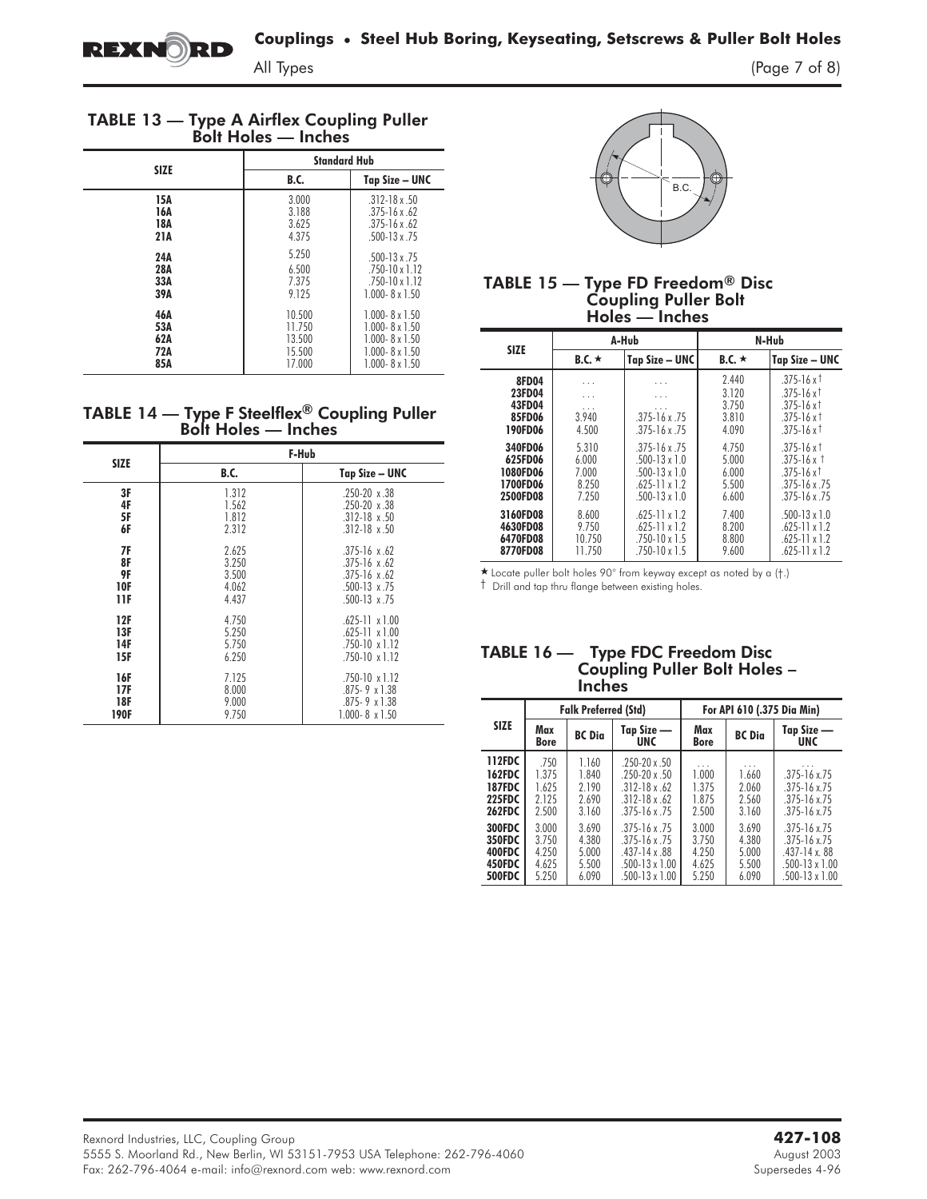## TABLE 13 — Type A Airflex Coupling Puller Bolt Holes — Inches

| SIZE | Standard Hub | |
|---|---|---|
| | B.C. | Tap Size – UNC |
| 15A | 3.000 | .312-18 x .50 |
| 16A | 3.188 | .375-16 x .62 |
| 18A | 3.625 | .375-16 x .62 |
| 21A | 4.375 | .500-13 x .75 |
| 24A | 5.250 | .500-13 x .75 |
| 28A | 6.500 | .750-10 x 1.12 |
| 33A | 7.375 | .750-10 x 1.12 |
| 39A | 9.125 | 1.000- 8 x 1.50 |
| 46A | 10.500 | 1.000- 8 x 1.50 |
| 53A | 11.750 | 1.000- 8 x 1.50 |
| 62A | 13.500 | 1.000- 8 x 1.50 |
| 72A | 15.500 | 1.000- 8 x 1.50 |
| 85A | 17.000 | 1.000- 8 x 1.50 |

## TABLE 14 — Type F Steelflex® Coupling Puller Bolt Holes — Inches

| SIZE | F-Hub | |
|---|---|---|
| | B.C. | Tap Size – UNC |
| 3F | 1.312 | .250-20 x .38 |
| 4F | 1.562 | .250-20 x .38 |
| 5F | 1.812 | .312-18 x .50 |
| 6F | 2.312 | .312-18 x .50 |
| 7F | 2.625 | .375-16 x .62 |
| 8F | 3.250 | .375-16 x .62 |
| 9F | 3.500 | .375-16 x .62 |
| 10F | 4.062 | .500-13 x .75 |
| 11F | 4.437 | .500-13 x .75 |
| 12F | 4.750 | .625-11 x 1.00 |
| 13F | 5.250 | .625-11 x 1.00 |
| 14F | 5.750 | .750-10 x 1.12 |
| 15F | 6.250 | .750-10 x 1.12 |
| 16F | 7.125 | .750-10 x 1.12 |
| 17F | 8.000 | .875- 9 x 1.38 |
| 18F | 9.000 | .875- 9 x 1.38 |
| 190F | 9.750 | 1.000- 8 x 1.50 |

## TABLE 15 — Type FD Freedom® Disc Coupling Puller Bolt Holes — Inches

| SIZE | A-Hub | | N-Hub | |
|---|---|---|---|---|
| | B.C. ★ | Tap Size – UNC | B.C. ★ | Tap Size – UNC |
| 8FD04 | ... | ... | 2.440 | .375-16 x † |
| 23FD04 | ... | ... | 3.120 | .375-16 x † |
| 43FD04 | ... | ... | 3.750 | .375-16 x † |
| 85FD06 | 3.940 | .375-16 x .75 | 3.810 | .375-16 x † |
| 190FD06 | 4.500 | .375-16 x .75 | 4.090 | .375-16 x † |
| 340FD06 | 5.310 | .375-16 x .75 | 4.750 | .375-16 x † |
| 625FD06 | 6.000 | .500-13 x 1.0 | 5.000 | .375-16 x † |
| 1080FD06 | 7.000 | .500-13 x 1.0 | 6.000 | .375-16 x † |
| 1700FD06 | 8.250 | .625-11 x 1.2 | 5.500 | .375-16 x .75 |
| 2500FD08 | 7.250 | .500-13 x 1.0 | 6.600 | .375-16 x .75 |
| 3160FD08 | 8.600 | .625-11 x 1.2 | 7.400 | .500-13 x 1.0 |
| 4630FD08 | 9.750 | .625-11 x 1.2 | 8.200 | .625-11 x 1.2 |
| 6470FD08 | 10.750 | .750-10 x 1.5 | 8.800 | .625-11 x 1.2 |
| 8770FD08 | 11.750 | .750-10 x 1.5 | 9.600 | .625-11 x 1.2 |

★ Locate puller bolt holes 90° from keyway except as noted by a (†.)

† Drill and tap thru flange between existing holes.

## TABLE 16 — Type FDC Freedom Disc Coupling Puller Bolt Holes – Inches

| SIZE | Falk Preferred (Std) | | | For API 610 (.375 Dia Min) | | |
|---|---|---|---|---|---|---|
| | Max Bore | BC Dia | Tap Size — UNC | Max Bore | BC Dia | Tap Size — UNC |
| 112FDC | .750 | 1.160 | .250-20 x .50 | ... | ... | ... |
| 162FDC | 1.375 | 1.840 | .250-20 x .50 | 1.000 | 1.660 | .375-16 x.75 |
| 187FDC | 1.625 | 2.190 | .312-18 x .62 | 1.375 | 2.060 | .375-16 x.75 |
| 225FDC | 2.125 | 2.690 | .312-18 x .62 | 1.875 | 2.560 | .375-16 x.75 |
| 262FDC | 2.500 | 3.160 | .375-16 x .75 | 2.500 | 3.160 | .375-16 x.75 |
| 300FDC | 3.000 | 3.690 | .375-16 x .75 | 3.000 | 3.690 | .375-16 x.75 |
| 350FDC | 3.750 | 4.380 | .375-16 x .75 | 3.750 | 4.380 | .375-16 x.75 |
| 400FDC | 4.250 | 5.000 | .437-14 x .88 | 4.250 | 5.000 | .437-14 x. 88 |
| 450FDC | 4.625 | 5.500 | .500-13 x 1.00 | 4.625 | 5.500 | .500-13 x 1.00 |
| 500FDC | 5.250 | 6.090 | .500-13 x 1.00 | 5.250 | 6.090 | .500-13 x 1.00 |

Rexnord Industries, LLC, Coupling Group
5555 S. Moorland Rd., New Berlin, WI 53151-7953 USA Telephone: 262-796-4060
Fax: 262-796-4064 e-mail: info@rexnord.com web: www.rexnord.com

**427-108**
August 2003
Supersedes 4-96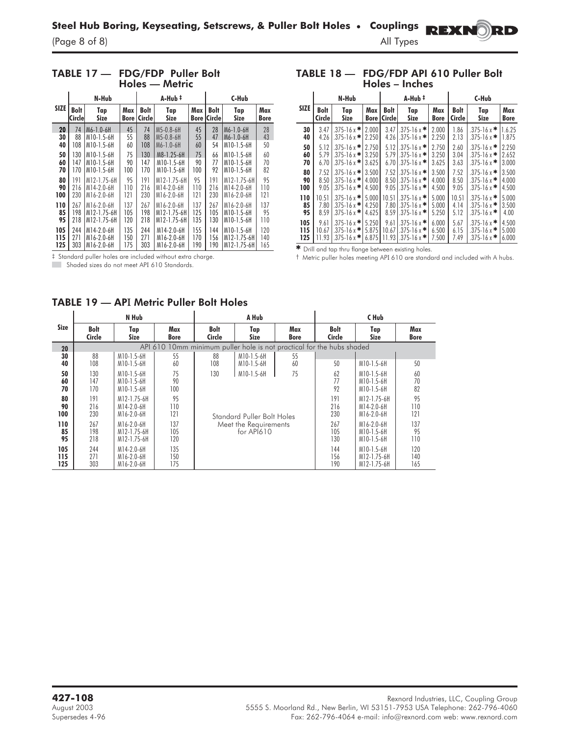## TABLE 17 — FDG/FDP Puller Bolt Holes — Metric

| SIZE | N-Hub | | | A-Hub ‡ | | | C-Hub | | |
|---|---|---|---|---|---|---|---|---|---|
| | Bolt Circle | Tap Size | Max Bore | Bolt Circle | Tap Size | Max Bore | Bolt Circle | Tap Size | Max Bore |
| 20 | 74 | M6-1.0-6H | 45 | 74 | M5-0.8-6H | 45 | 28 | M6-1.0-6H | 28 |
| 30 | 88 | M10-1.5-6H | 55 | 88 | M5-0.8-6H | 55 | 47 | M6-1.0-6H | 43 |
| 40 | 108 | M10-1.5-6H | 60 | 108 | M6-1.0-6H | 60 | 54 | M10-1.5-6H | 50 |
| 50 | 130 | M10-1.5-6H | 75 | 130 | M8-1.25-6H | 75 | 66 | M10-1.5-6H | 60 |
| 60 | 147 | M10-1.5-6H | 90 | 147 | M10-1.5-6H | 90 | 77 | M10-1.5-6H | 70 |
| 70 | 170 | M10-1.5-6H | 100 | 170 | M10-1.5-6H | 100 | 92 | M10-1.5-6H | 82 |
| 80 | 191 | M12-1.75-6H | 95 | 191 | M12-1.75-6H | 95 | 191 | M12-1.75-6H | 95 |
| 90 | 216 | M14-2.0-6H | 110 | 216 | M14-2.0-6H | 110 | 216 | M14-2.0-6H | 110 |
| 100 | 230 | M16-2.0-6H | 121 | 230 | M16-2.0-6H | 121 | 230 | M16-2.0-6H | 121 |
| 110 | 267 | M16-2.0-6H | 137 | 267 | M16-2.0-6H | 137 | 267 | M16-2.0-6H | 137 |
| 85 | 198 | M12-1.75-6H | 105 | 198 | M12-1.75-6H | 125 | 105 | M10-1.5-6H | 95 |
| 95 | 218 | M12-1.75-6H | 120 | 218 | M12-1.75-6H | 135 | 130 | M10-1.5-6H | 110 |
| 105 | 244 | M14-2.0-6H | 135 | 244 | M14-2.0-6H | 155 | 144 | M10-1.5-6H | 120 |
| 115 | 271 | M16-2.0-6H | 150 | 271 | M16-2.0-6H | 170 | 156 | M12-1.75-6H | 140 |
| 125 | 303 | M16-2.0-6H | 175 | 303 | M16-2.0-6H | 190 | 190 | M12-1.75-6H | 165 |

‡ Standard puller holes are included without extra charge.

Shaded sizes do not meet API 610 Standards.

## TABLE 18 — FDG/FDP API 610 Puller Bolt Holes – Inches

| SIZE | N-Hub | | | A-Hub ‡ | | | C-Hub | | |
|---|---|---|---|---|---|---|---|---|---|
| | Bolt Circle | Tap Size | Max Bore | Bolt Circle | Tap Size | Max Bore | Bolt Circle | Tap Size | Max Bore |
| 30 | 3.47 | .375-16 x * | 2.000 | 3.47 | .375-16 x * | 2.000 | 1.86 | .375-16 x * | 1.6.25 |
| 40 | 4.26 | .375-16 x * | 2.250 | 4.26 | .375-16 x * | 2.250 | 2.13 | .375-16 x * | 1.875 |
| 50 | 5.12 | .375-16 x * | 2.750 | 5.12 | .375-16 x * | 2.750 | 2.60 | .375-16 x * | 2.250 |
| 60 | 5.79 | .375-16 x * | 3.250 | 5.79 | .375-16 x * | 3.250 | 3.04 | .375-16 x * | 2.652 |
| 70 | 6.70 | .375-16 x * | 3.625 | 6.70 | .375-16 x * | 3.625 | 3.63 | .375-16 x * | 3.000 |
| 80 | 7.52 | .375-16 x * | 3.500 | 7.52 | .375-16 x * | 3.500 | 7.52 | .375-16 x * | 3.500 |
| 90 | 8.50 | .375-16 x * | 4.000 | 8.50 | .375-16 x * | 4.000 | 8.50 | .375-16 x * | 4.000 |
| 100 | 9.05 | .375-16 x * | 4.500 | 9.05 | .375-16 x * | 4.500 | 9.05 | .375-16 x * | 4.500 |
| 110 | 10.51 | .375-16 x * | 5.000 | 10.51 | .375-16 x * | 5.000 | 10.51 | .375-16 x * | 5.000 |
| 85 | 7.80 | .375-16 x * | 4.250 | 7.80 | .375-16 x * | 5.000 | 4.14 | .375-16 x * | 3.500 |
| 95 | 8.59 | .375-16 x * | 4.625 | 8.59 | .375-16 x * | 5.250 | 5.12 | .375-16 x * | 4.00 |
| 105 | 9.61 | .375-16 x * | 5.250 | 9.61 | .375-16 x * | 6.000 | 5.67 | .375-16 x * | 4.500 |
| 115 | 10.67 | .375-16 x * | 5.875 | 10.67 | .375-16 x * | 6.500 | 6.15 | .375-16 x * | 5.000 |
| 125 | 11.93 | .375-16 x * | 6.875 | 11.93 | .375-16 x * | 7.500 | 7.49 | .375-16 x * | 6.000 |

* Drill and tap thru flange between existing holes.

† Metric puller holes meeting API 610 are standard and included with A hubs.

## TABLE 19 — API Metric Puller Bolt Holes

| Size | N Hub | | | A Hub | | | C Hub | | |
|---|---|---|---|---|---|---|---|---|---|
| | Bolt Circle | Tap Size | Max Bore | Bolt Circle | Tap Size | Max Bore | Bolt Circle | Tap Size | Max Bore |
| 20 | API 610 10mm minimum puller hole is not practical for the hubs shaded | | | | | | | | |
| 30 | 88 | M10-1.5-6H | 55 | 88 | M10-1.5-6H | 55 | | | |
| 40 | 108 | M10-1.5-6H | 60 | 108 | M10-1.5-6H | 60 | 50 | M10-1.5-6H | 50 |
| 50 | 130 | M10-1.5-6H | 75 | 130 | M10-1.5-6H | 75 | 62 | M10-1.5-6H | 60 |
| 60 | 147 | M10-1.5-6H | 90 | | | | 77 | M10-1.5-6H | 70 |
| 70 | 170 | M10-1.5-6H | 100 | | | | 92 | M10-1.5-6H | 82 |
| 80 | 191 | M12-1.75-6H | 95 | | | | 191 | M12-1.75-6H | 95 |
| 90 | 216 | M14-2.0-6H | 110 | | | | 216 | M14-2.0-6H | 110 |
| 100 | 230 | M16-2.0-6H | 121 | Standard Puller Bolt Holes Meet the Requirements for API610 | | | 230 | M16-2.0-6H | 121 |
| 110 | 267 | M16-2.0-6H | 137 | | | | 267 | M16-2.0-6H | 137 |
| 85 | 198 | M12-1.75-6H | 105 | | | | 105 | M10-1.5-6H | 95 |
| 95 | 218 | M12-1.75-6H | 120 | | | | 130 | M10-1.5-6H | 110 |
| 105 | 244 | M14-2.0-6H | 135 | | | | 144 | M10-1.5-6H | 120 |
| 115 | 271 | M16-2.0-6H | 150 | | | | 156 | M12-1.75-6H | 140 |
| 125 | 303 | M16-2.0-6H | 175 | | | | 190 | M12-1.75-6H | 165 |

**427-108**
August 2003
Supersedes 4-96

Rexnord Industries, LLC, Coupling Group
5555 S. Moorland Rd., New Berlin, WI 53151-7953 USA Telephone: 262-796-4060
Fax: 262-796-4064 e-mail: info@rexnord.com web: www.rexnord.com